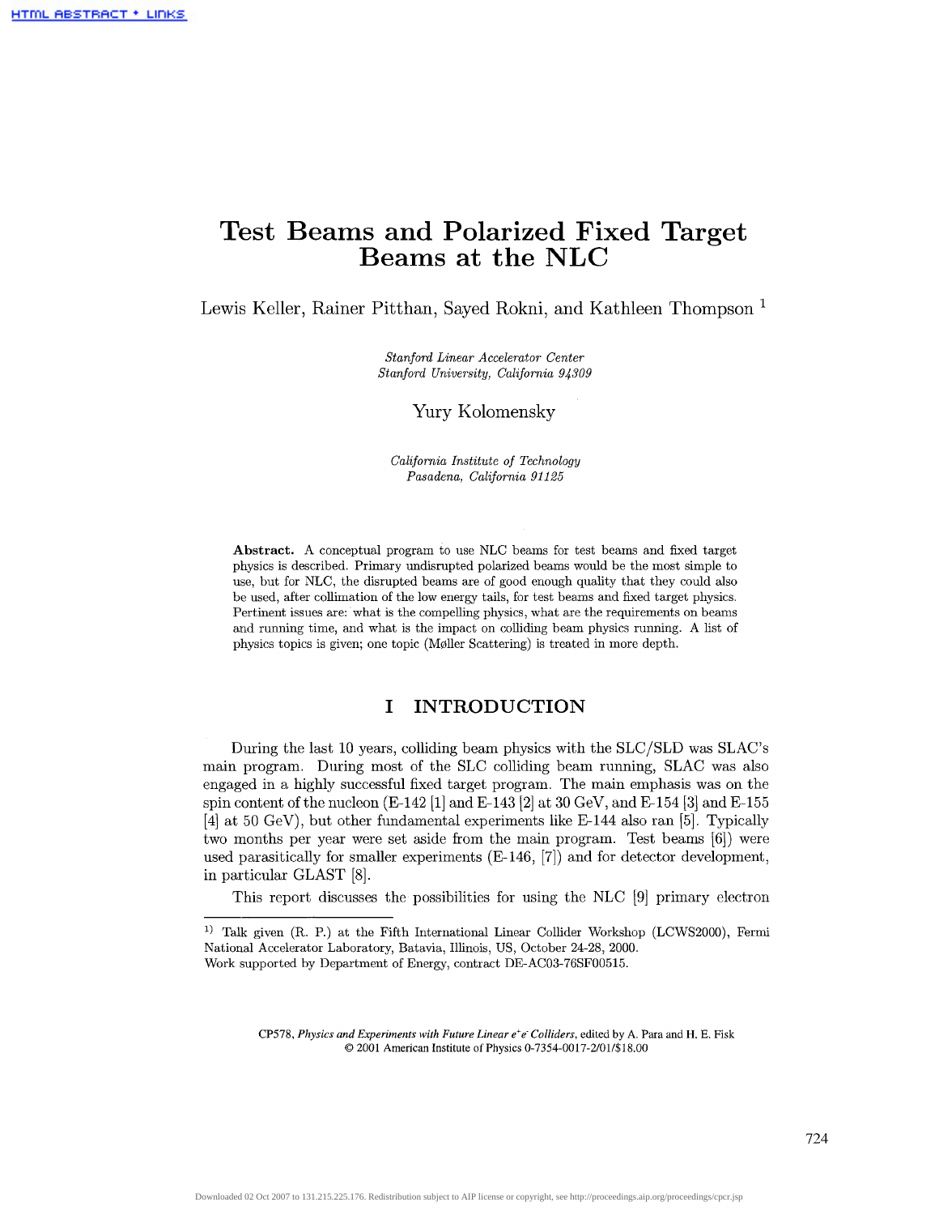# Test Beams and Polarized Fixed Target Beams at the NLC

Lewis Keller, Rainer Pitthan, Sayed Rokni, and Kathleen Thompson [1]

*Stanford Linear Accelerator Center*
*Stanford University, California 94309*

Yury Kolomensky

*California Institute of Technology*
*Pasadena, California 91125*

**Abstract.** A conceptual program to use NLC beams for test beams and fixed target physics is described. Primary undisrupted polarized beams would be the most simple to use, but for NLC, the disrupted beams are of good enough quality that they could also be used, after collimation of the low energy tails, for test beams and fixed target physics. Pertinent issues are: what is the compelling physics, what are the requirements on beams and running time, and what is the impact on colliding beam physics running. A list of physics topics is given; one topic (Møller Scattering) is treated in more depth.

## I INTRODUCTION

During the last 10 years, colliding beam physics with the SLC/SLD was SLAC's main program. During most of the SLC colliding beam running, SLAC was also engaged in a highly successful fixed target program. The main emphasis was on the spin content of the nucleon (E-142 [1] and E-143 [2] at 30 GeV, and E-154 [3] and E-155 [4] at 50 GeV), but other fundamental experiments like E-144 also ran [5]. Typically two months per year were set aside from the main program. Test beams [6]) were used parasitically for smaller experiments (E-146, [7]) and for detector development, in particular GLAST [8].

This report discusses the possibilities for using the NLC [9] primary electron

---

[1] Talk given (R. P.) at the Fifth International Linear Collider Workshop (LCWS2000), Fermi National Accelerator Laboratory, Batavia, Illinois, US, October 24-28, 2000.
Work supported by Department of Energy, contract DE-AC03-76SF00515.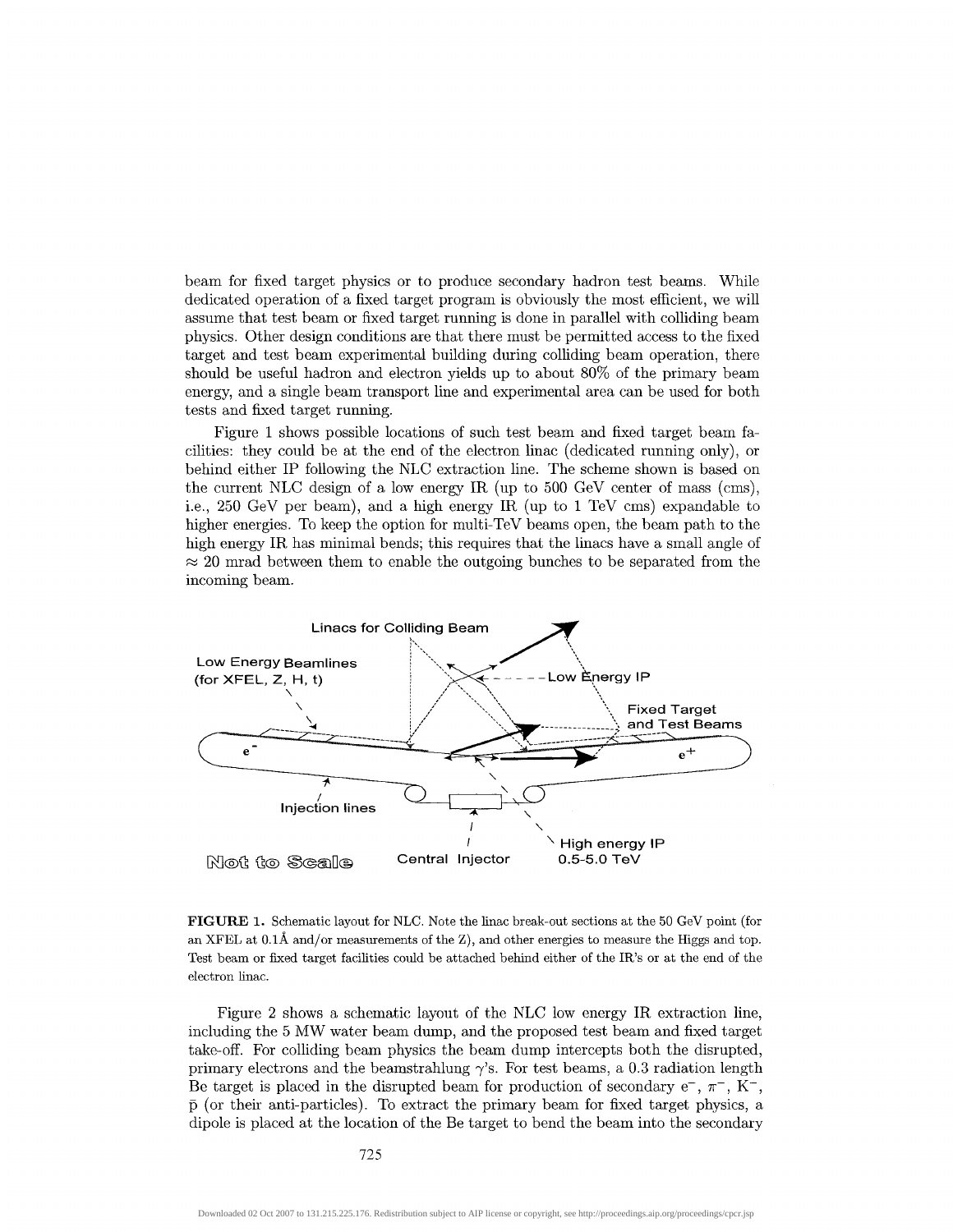beam for fixed target physics or to produce secondary hadron test beams. While dedicated operation of a fixed target program is obviously the most efficient, we will assume that test beam or fixed target running is done in parallel with colliding beam physics. Other design conditions are that there must be permitted access to the fixed target and test beam experimental building during colliding beam operation, there should be useful hadron and electron yields up to about 80% of the primary beam energy, and a single beam transport line and experimental area can be used for both tests and fixed target running.

Figure 1 shows possible locations of such test beam and fixed target beam facilities: they could be at the end of the electron linac (dedicated running only), or behind either IP following the NLC extraction line. The scheme shown is based on the current NLC design of a low energy IR (up to 500 GeV center of mass (cms), i.e., 250 GeV per beam), and a high energy IR (up to 1 TeV cms) expandable to higher energies. To keep the option for multi-TeV beams open, the beam path to the high energy IR has minimal bends; this requires that the linacs have a small angle of $\approx 20$ mrad between them to enable the outgoing bunches to be separated from the incoming beam.

**FIGURE 1.** Schematic layout for NLC. Note the linac break-out sections at the 50 GeV point (for an XFEL at 0.1Å and/or measurements of the Z), and other energies to measure the Higgs and top. Test beam or fixed target facilities could be attached behind either of the IR's or at the end of the electron linac.

Figure 2 shows a schematic layout of the NLC low energy IR extraction line, including the 5 MW water beam dump, and the proposed test beam and fixed target take-off. For colliding beam physics the beam dump intercepts both the disrupted, primary electrons and the beamstrahlung $\gamma$'s. For test beams, a 0.3 radiation length Be target is placed in the disrupted beam for production of secondary $e^-$, $\pi^-$, $K^-$, $\bar{p}$ (or their anti-particles). To extract the primary beam for fixed target physics, a dipole is placed at the location of the Be target to bend the beam into the secondary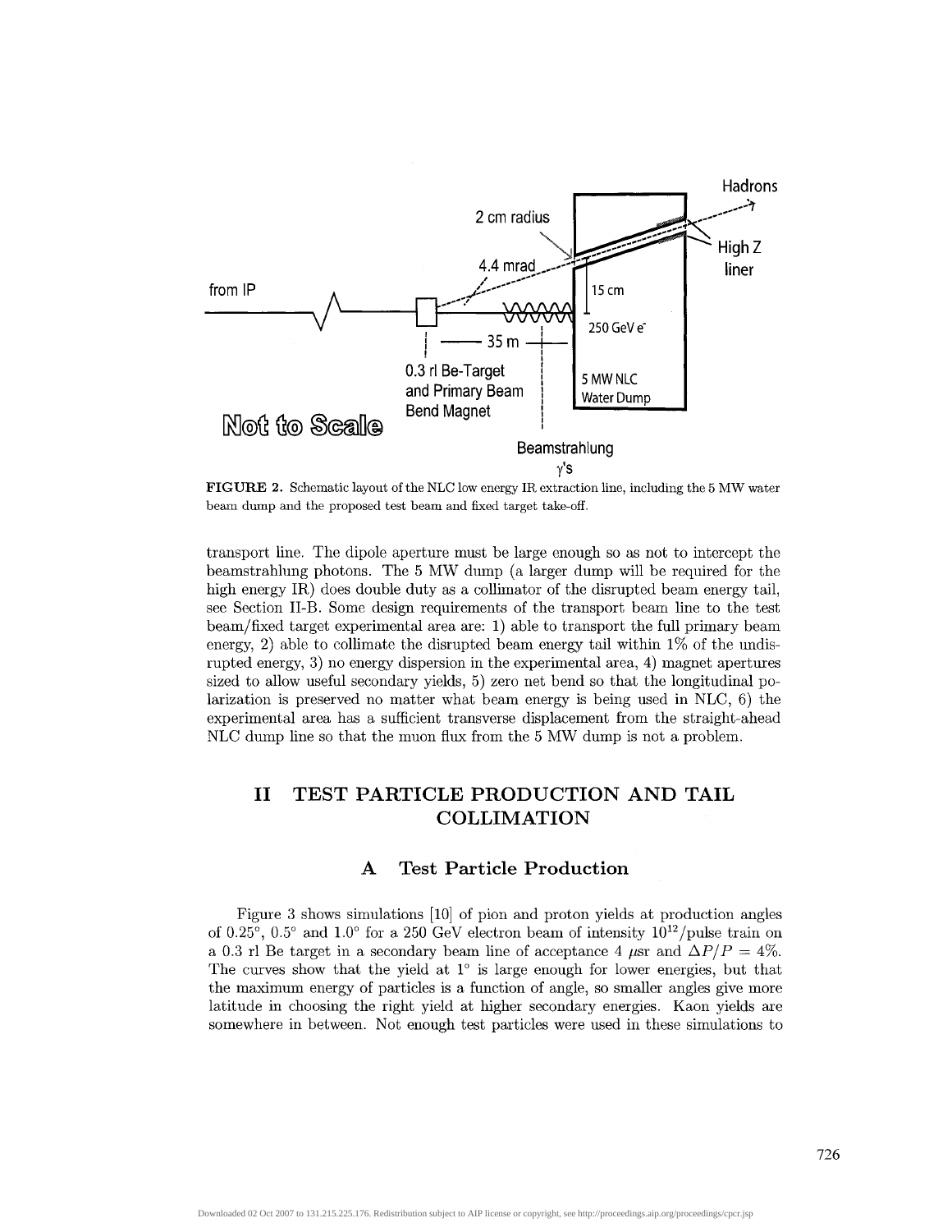**FIGURE 2.** Schematic layout of the NLC low energy IR extraction line, including the 5 MW water beam dump and the proposed test beam and fixed target take-off.

transport line. The dipole aperture must be large enough so as not to intercept the beamstrahlung photons. The 5 MW dump (a larger dump will be required for the high energy IR) does double duty as a collimator of the disrupted beam energy tail, see Section II-B. Some design requirements of the transport beam line to the test beam/fixed target experimental area are: 1) able to transport the full primary beam energy, 2) able to collimate the disrupted beam energy tail within 1% of the undisrupted energy, 3) no energy dispersion in the experimental area, 4) magnet apertures sized to allow useful secondary yields, 5) zero net bend so that the longitudinal polarization is preserved no matter what beam energy is being used in NLC, 6) the experimental area has a sufficient transverse displacement from the straight-ahead NLC dump line so that the muon flux from the 5 MW dump is not a problem.

## II TEST PARTICLE PRODUCTION AND TAIL COLLIMATION

### A Test Particle Production

Figure 3 shows simulations [10] of pion and proton yields at production angles of 0.25°, 0.5° and 1.0° for a 250 GeV electron beam of intensity $10^{12}$/pulse train on a 0.3 rl Be target in a secondary beam line of acceptance 4 $\mu$sr and $\Delta P/P = 4\%$. The curves show that the yield at 1° is large enough for lower energies, but that the maximum energy of particles is a function of angle, so smaller angles give more latitude in choosing the right yield at higher secondary energies. Kaon yields are somewhere in between. Not enough test particles were used in these simulations to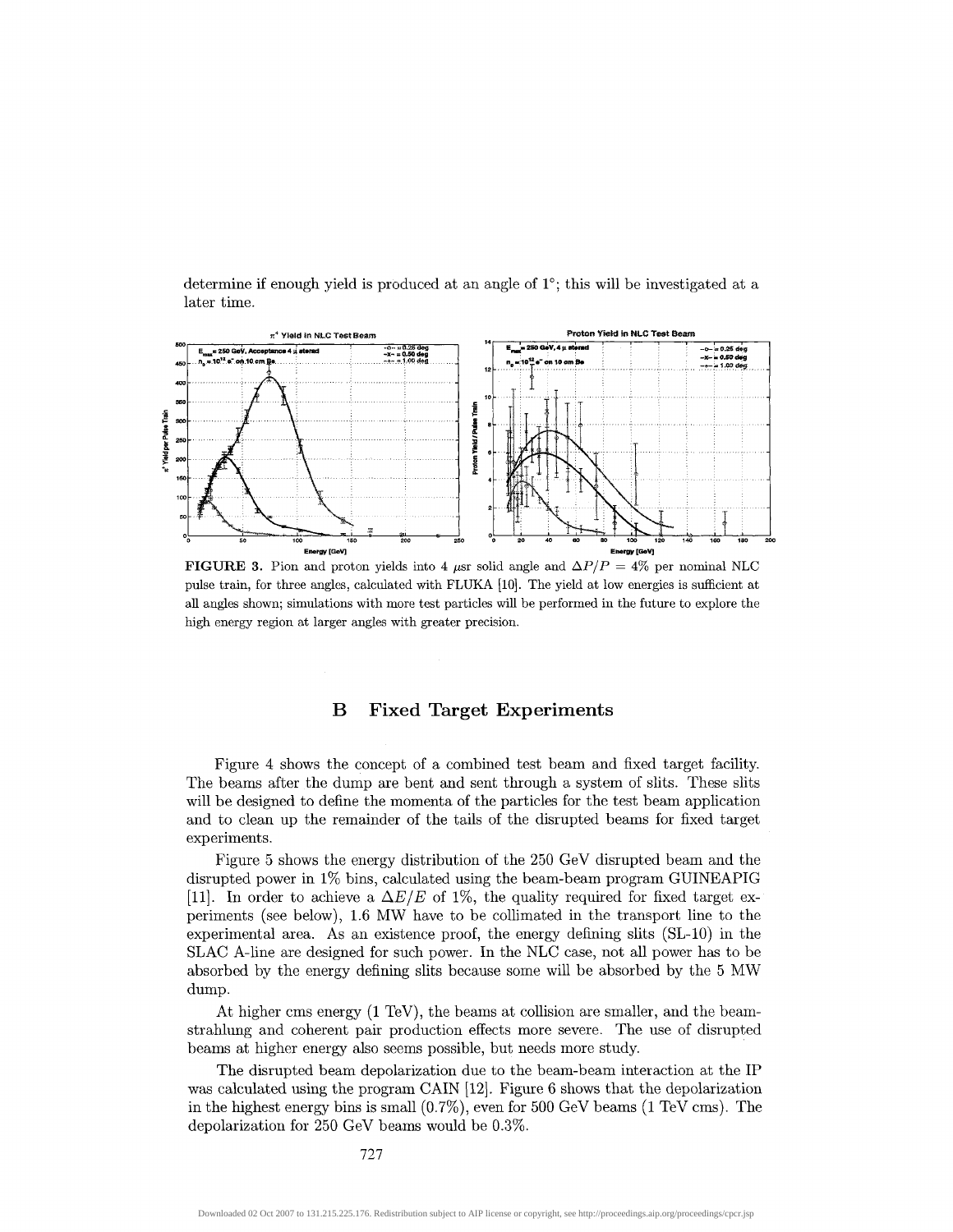determine if enough yield is produced at an angle of 1°; this will be investigated at a later time.

**FIGURE 3.** Pion and proton yields into 4 $\mu$sr solid angle and $\Delta P/P = 4\%$ per nominal NLC pulse train, for three angles, calculated with FLUKA [10]. The yield at low energies is sufficient at all angles shown; simulations with more test particles will be performed in the future to explore the high energy region at larger angles with greater precision.

## B Fixed Target Experiments

Figure 4 shows the concept of a combined test beam and fixed target facility. The beams after the dump are bent and sent through a system of slits. These slits will be designed to define the momenta of the particles for the test beam application and to clean up the remainder of the tails of the disrupted beams for fixed target experiments.

Figure 5 shows the energy distribution of the 250 GeV disrupted beam and the disrupted power in 1% bins, calculated using the beam-beam program GUINEAPIG [11]. In order to achieve a $\Delta E/E$ of 1%, the quality required for fixed target experiments (see below), 1.6 MW have to be collimated in the transport line to the experimental area. As an existence proof, the energy defining slits (SL-10) in the SLAC A-line are designed for such power. In the NLC case, not all power has to be absorbed by the energy defining slits because some will be absorbed by the 5 MW dump.

At higher cms energy (1 TeV), the beams at collision are smaller, and the beamstrahlung and coherent pair production effects more severe. The use of disrupted beams at higher energy also seems possible, but needs more study.

The disrupted beam depolarization due to the beam-beam interaction at the IP was calculated using the program CAIN [12]. Figure 6 shows that the depolarization in the highest energy bins is small (0.7%), even for 500 GeV beams (1 TeV cms). The depolarization for 250 GeV beams would be 0.3%.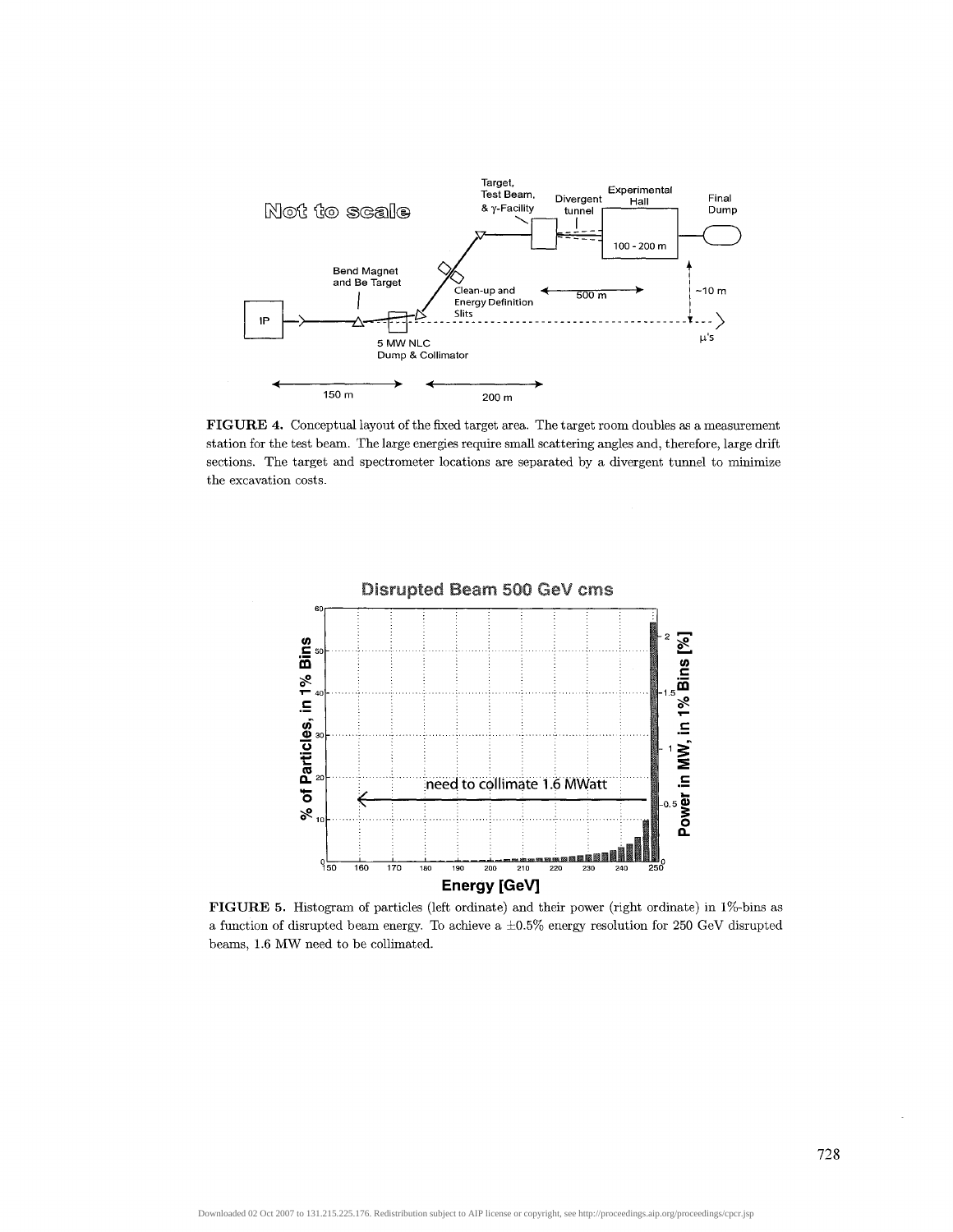**FIGURE 4.** Conceptual layout of the fixed target area. The target room doubles as a measurement station for the test beam. The large energies require small scattering angles and, therefore, large drift sections. The target and spectrometer locations are separated by a divergent tunnel to minimize the excavation costs.

**FIGURE 5.** Histogram of particles (left ordinate) and their power (right ordinate) in 1%-bins as a function of disrupted beam energy. To achieve a $\pm 0.5\%$ energy resolution for 250 GeV disrupted beams, 1.6 MW need to be collimated.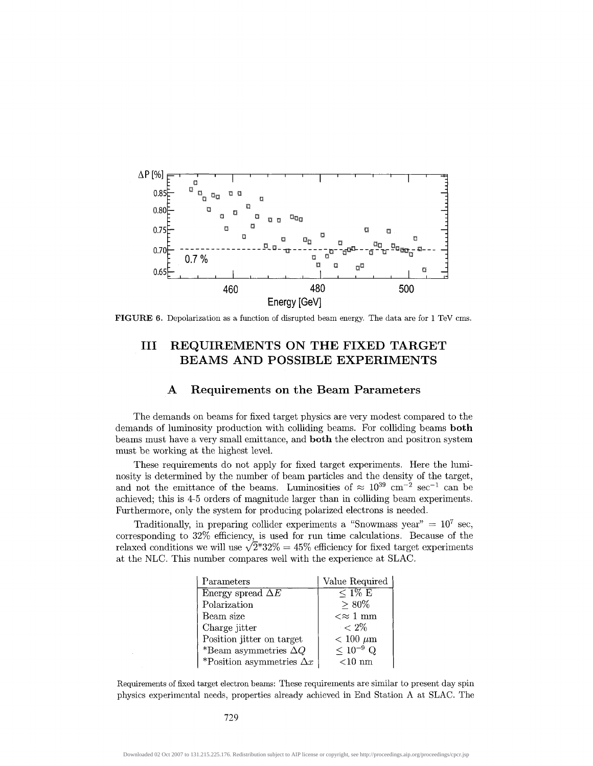FIGURE 6. Depolarization as a function of disrupted beam energy. The data are for 1 TeV cms.

## III REQUIREMENTS ON THE FIXED TARGET BEAMS AND POSSIBLE EXPERIMENTS

### A Requirements on the Beam Parameters

The demands on beams for fixed target physics are very modest compared to the demands of luminosity production with colliding beams. For colliding beams **both** beams must have a very small emittance, and **both** the electron and positron system must be working at the highest level.

These requirements do not apply for fixed target experiments. Here the luminosity is determined by the number of beam particles and the density of the target, and not the emittance of the beams. Luminosities of $\approx 10^{39}$ cm$^{-2}$ sec$^{-1}$ can be achieved; this is 4-5 orders of magnitude larger than in colliding beam experiments. Furthermore, only the system for producing polarized electrons is needed.

Traditionally, in preparing collider experiments a "Snowmass year" = $10^7$ sec, corresponding to 32% efficiency, is used for run time calculations. Because of the relaxed conditions we will use $\sqrt{2}$*32% = 45% efficiency for fixed target experiments at the NLC. This number compares well with the experience at SLAC.

| Parameters | Value Required |
|---|---|
| Energy spread $\Delta E$ | $\leq 1\%$ E |
| Polarization | $\geq 80\%$ |
| Beam size | $<\approx 1$ mm |
| Charge jitter | $< 2\%$ |
| Position jitter on target | $< 100$ $\mu$m |
| *Beam asymmetries $\Delta Q$ | $\leq 10^{-9}$ Q |
| *Position asymmetries $\Delta x$ | $<10$ nm |

Requirements of fixed target electron beams: These requirements are similar to present day spin physics experimental needs, properties already achieved in End Station A at SLAC. The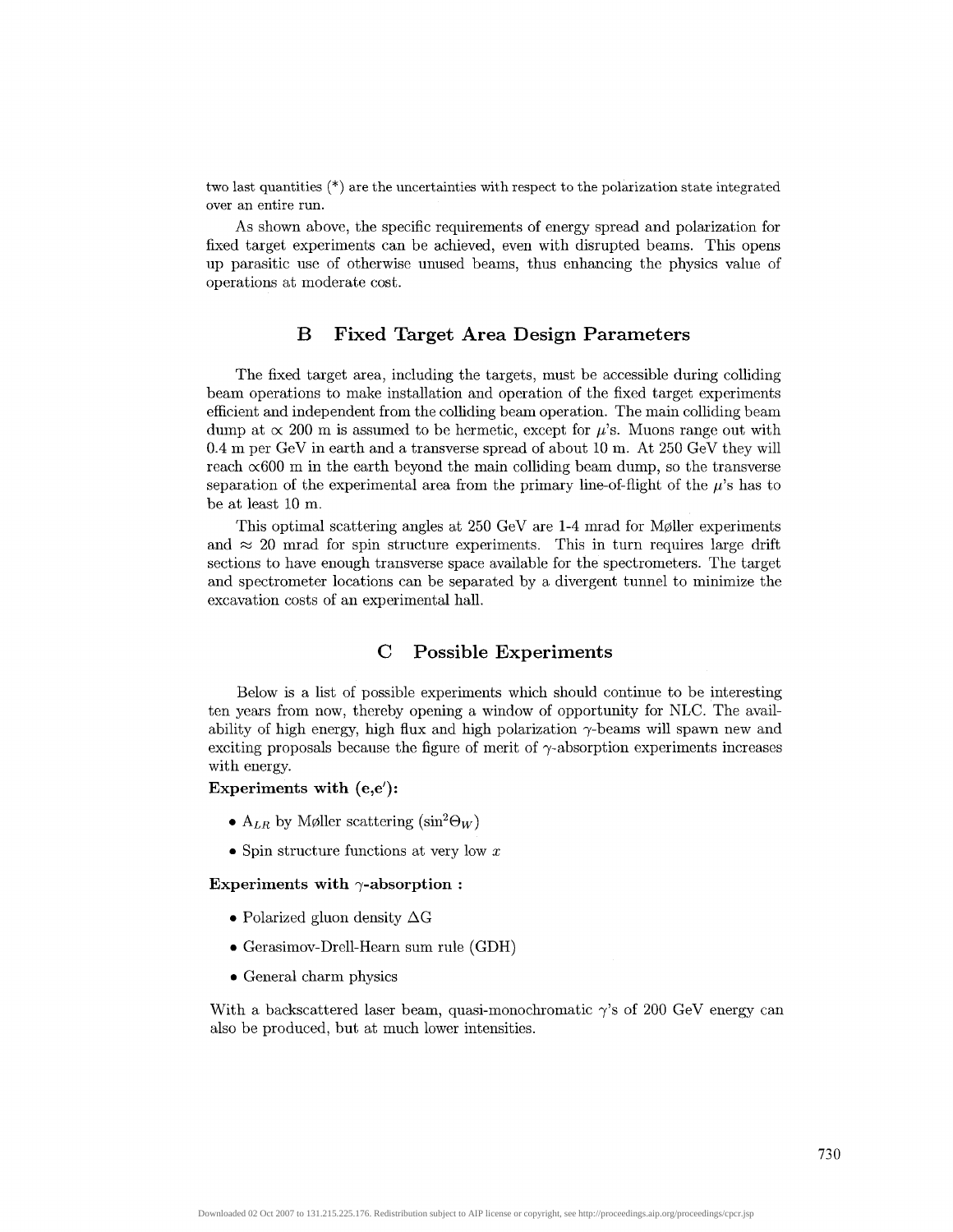two last quantities (*) are the uncertainties with respect to the polarization state integrated over an entire run.

As shown above, the specific requirements of energy spread and polarization for fixed target experiments can be achieved, even with disrupted beams. This opens up parasitic use of otherwise unused beams, thus enhancing the physics value of operations at moderate cost.

## B Fixed Target Area Design Parameters

The fixed target area, including the targets, must be accessible during colliding beam operations to make installation and operation of the fixed target experiments efficient and independent from the colliding beam operation. The main colliding beam dump at $\propto$ 200 m is assumed to be hermetic, except for $\mu$'s. Muons range out with 0.4 m per GeV in earth and a transverse spread of about 10 m. At 250 GeV they will reach $\propto$600 m in the earth beyond the main colliding beam dump, so the transverse separation of the experimental area from the primary line-of-flight of the $\mu$'s has to be at least 10 m.

This optimal scattering angles at 250 GeV are 1-4 mrad for Møller experiments and $\approx$ 20 mrad for spin structure experiments. This in turn requires large drift sections to have enough transverse space available for the spectrometers. The target and spectrometer locations can be separated by a divergent tunnel to minimize the excavation costs of an experimental hall.

## C Possible Experiments

Below is a list of possible experiments which should continue to be interesting ten years from now, thereby opening a window of opportunity for NLC. The availability of high energy, high flux and high polarization $\gamma$-beams will spawn new and exciting proposals because the figure of merit of $\gamma$-absorption experiments increases with energy.

**Experiments with (e,e′):**

- $A_{LR}$ by Møller scattering ($\sin^2\Theta_W$)
- Spin structure functions at very low $x$

**Experiments with $\gamma$-absorption :**

- Polarized gluon density $\Delta G$
- Gerasimov-Drell-Hearn sum rule (GDH)
- General charm physics

With a backscattered laser beam, quasi-monochromatic $\gamma$'s of 200 GeV energy can also be produced, but at much lower intensities.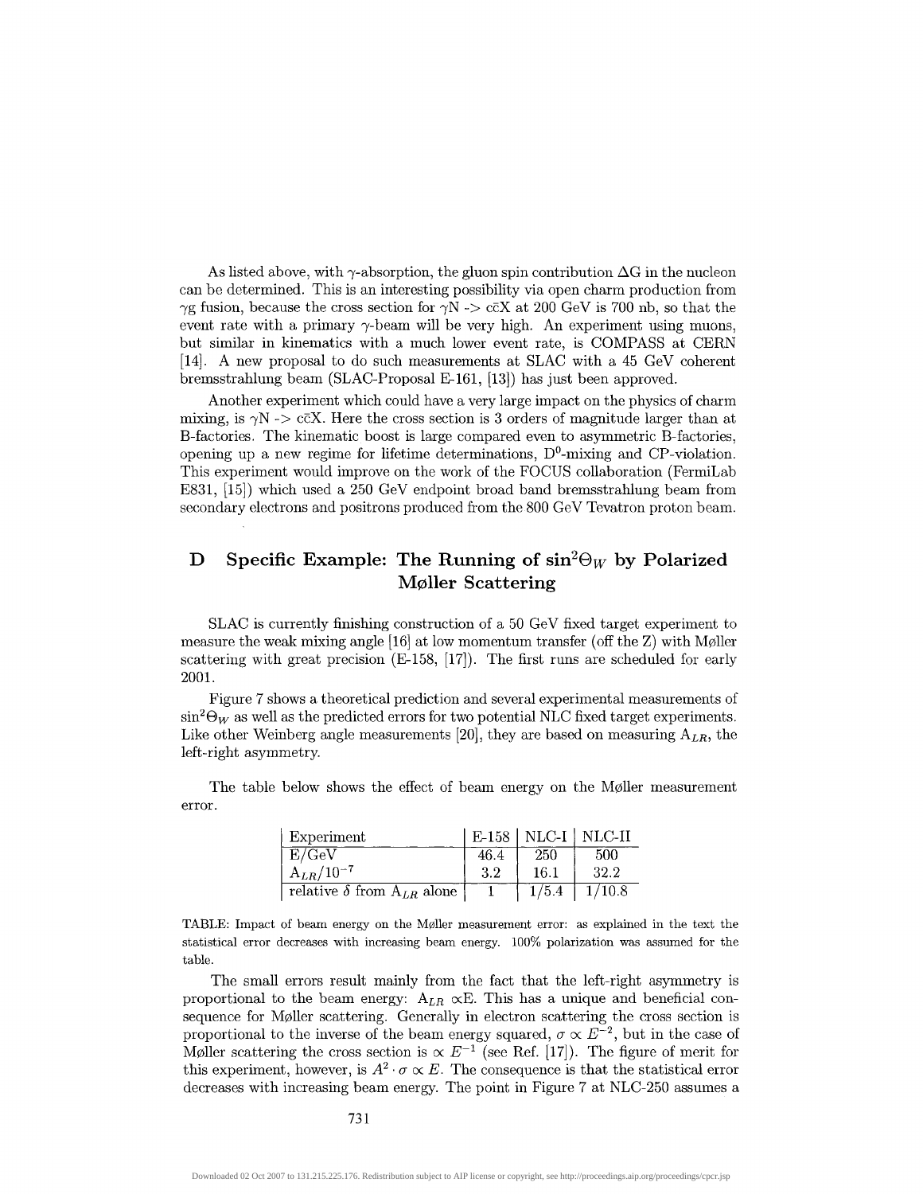As listed above, with $\gamma$-absorption, the gluon spin contribution $\Delta G$ in the nucleon can be determined. This is an interesting possibility via open charm production from $\gamma g$ fusion, because the cross section for $\gamma N \rightarrow c\bar{c}X$ at 200 GeV is 700 nb, so that the event rate with a primary $\gamma$-beam will be very high. An experiment using muons, but similar in kinematics with a much lower event rate, is COMPASS at CERN [14]. A new proposal to do such measurements at SLAC with a 45 GeV coherent bremsstrahlung beam (SLAC-Proposal E-161, [13]) has just been approved.

Another experiment which could have a very large impact on the physics of charm mixing, is $\gamma N \rightarrow c\bar{c}X$. Here the cross section is 3 orders of magnitude larger than at B-factories. The kinematic boost is large compared even to asymmetric B-factories, opening up a new regime for lifetime determinations, $D^0$-mixing and CP-violation. This experiment would improve on the work of the FOCUS collaboration (FermiLab E831, [15]) which used a 250 GeV endpoint broad band bremsstrahlung beam from secondary electrons and positrons produced from the 800 GeV Tevatron proton beam.

## D Specific Example: The Running of $\sin^2\Theta_W$ by Polarized Møller Scattering

SLAC is currently finishing construction of a 50 GeV fixed target experiment to measure the weak mixing angle [16] at low momentum transfer (off the Z) with Møller scattering with great precision (E-158, [17]). The first runs are scheduled for early 2001.

Figure 7 shows a theoretical prediction and several experimental measurements of $\sin^2\Theta_W$ as well as the predicted errors for two potential NLC fixed target experiments. Like other Weinberg angle measurements [20], they are based on measuring $A_{LR}$, the left-right asymmetry.

The table below shows the effect of beam energy on the Møller measurement error.

| Experiment | E-158 | NLC-I | NLC-II |
|---|---|---|---|
| E/GeV | 46.4 | 250 | 500 |
| $A_{LR}/10^{-7}$ | 3.2 | 16.1 | 32.2 |
| relative $\delta$ from $A_{LR}$ alone | 1 | 1/5.4 | 1/10.8 |

TABLE: Impact of beam energy on the Møller measurement error: as explained in the text the statistical error decreases with increasing beam energy. 100% polarization was assumed for the table.

The small errors result mainly from the fact that the left-right asymmetry is proportional to the beam energy: $A_{LR} \propto E$. This has a unique and beneficial consequence for Møller scattering. Generally in electron scattering the cross section is proportional to the inverse of the beam energy squared, $\sigma \propto E^{-2}$, but in the case of Møller scattering the cross section is $\propto E^{-1}$ (see Ref. [17]). The figure of merit for this experiment, however, is $A^2 \cdot \sigma \propto E$. The consequence is that the statistical error decreases with increasing beam energy. The point in Figure 7 at NLC-250 assumes a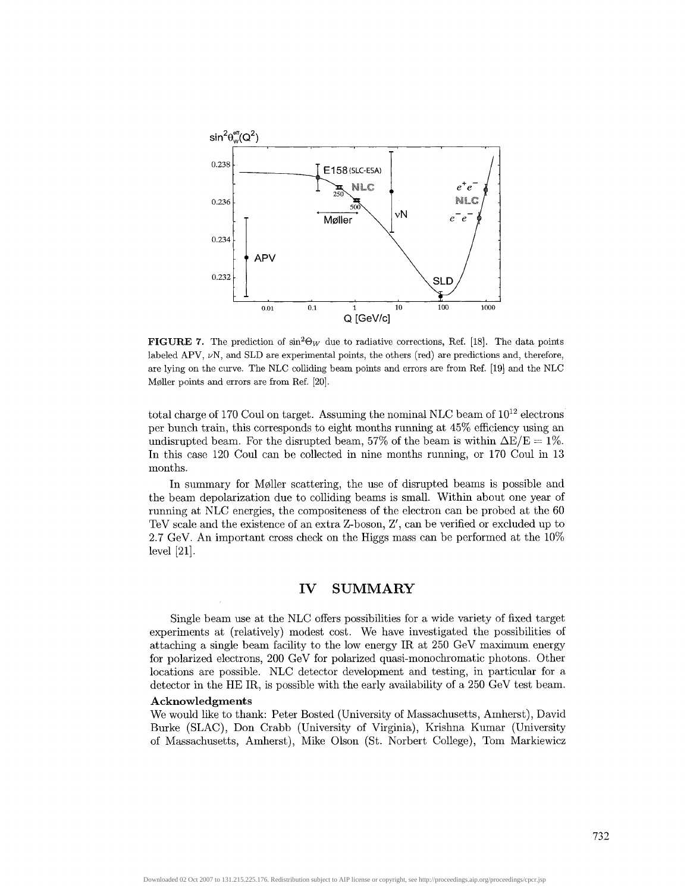**FIGURE 7.** The prediction of $\sin^2\Theta_W$ due to radiative corrections, Ref. [18]. The data points labeled APV, $\nu$N, and SLD are experimental points, the others (red) are predictions and, therefore, are lying on the curve. The NLC colliding beam points and errors are from Ref. [19] and the NLC Møller points and errors are from Ref. [20].

total charge of 170 Coul on target. Assuming the nominal NLC beam of $10^{12}$ electrons per bunch train, this corresponds to eight months running at 45% efficiency using an undisrupted beam. For the disrupted beam, 57% of the beam is within $\Delta E/E = 1\%$. In this case 120 Coul can be collected in nine months running, or 170 Coul in 13 months.

In summary for Møller scattering, the use of disrupted beams is possible and the beam depolarization due to colliding beams is small. Within about one year of running at NLC energies, the compositeness of the electron can be probed at the 60 TeV scale and the existence of an extra Z-boson, $Z'$, can be verified or excluded up to 2.7 GeV. An important cross check on the Higgs mass can be performed at the 10% level [21].

## IV SUMMARY

Single beam use at the NLC offers possibilities for a wide variety of fixed target experiments at (relatively) modest cost. We have investigated the possibilities of attaching a single beam facility to the low energy IR at 250 GeV maximum energy for polarized electrons, 200 GeV for polarized quasi-monochromatic photons. Other locations are possible. NLC detector development and testing, in particular for a detector in the HE IR, is possible with the early availability of a 250 GeV test beam.

### Acknowledgments

We would like to thank: Peter Bosted (University of Massachusetts, Amherst), David Burke (SLAC), Don Crabb (University of Virginia), Krishna Kumar (University of Massachusetts, Amherst), Mike Olson (St. Norbert College), Tom Markiewicz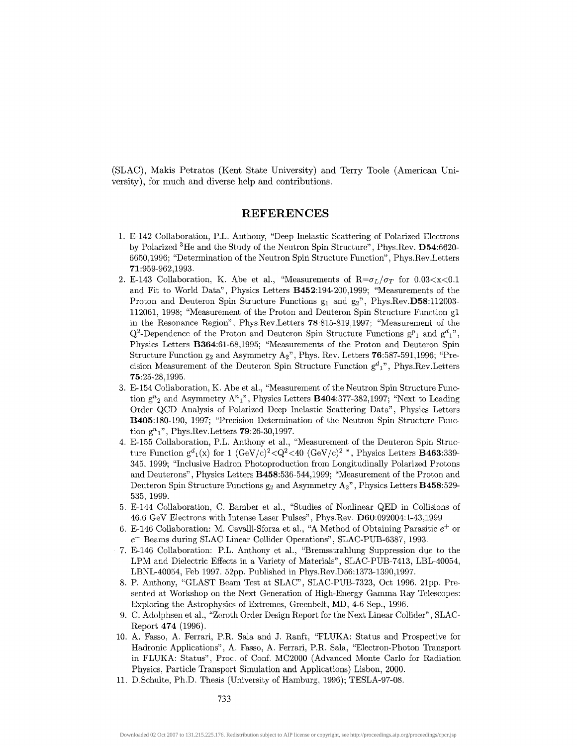(SLAC), Makis Petratos (Kent State University) and Terry Toole (American University), for much and diverse help and contributions.

## REFERENCES

1. E-142 Collaboration, P.L. Anthony, "Deep Inelastic Scattering of Polarized Electrons by Polarized $^3$He and the Study of the Neutron Spin Structure", Phys.Rev. **D54**:6620-6650,1996; "Determination of the Neutron Spin Structure Function", Phys.Rev.Letters **71**:959-962,1993.
2. E-143 Collaboration, K. Abe et al., "Measurements of $R=\sigma_L/\sigma_T$ for $0.03<x<0.1$ and Fit to World Data", Physics Letters **B452**:194-200,1999; "Measurements of the Proton and Deuteron Spin Structure Functions $g_1$ and $g_2$", Phys.Rev.**D58**:112003-112061, 1998; "Measurement of the Proton and Deuteron Spin Structure Function g1 in the Resonance Region", Phys.Rev.Letters **78**:815-819,1997; "Measurement of the $Q^2$-Dependence of the Proton and Deuteron Spin Structure Functions $g^p{}_1$ and $g^d{}_1$", Physics Letters **B364**:61-68,1995; "Measurements of the Proton and Deuteron Spin Structure Function $g_2$ and Asymmetry $A_2$", Phys. Rev. Letters **76**:587-591,1996; "Precision Measurement of the Deuteron Spin Structure Function $g^d{}_1$", Phys.Rev.Letters **75**:25-28,1995.
3. E-154 Collaboration, K. Abe et al., "Measurement of the Neutron Spin Structure Function $g^n{}_2$ and Asymmetry $A^n{}_1$", Physics Letters **B404**:377-382,1997; "Next to Leading Order QCD Analysis of Polarized Deep Inelastic Scattering Data", Physics Letters **B405**:180-190, 1997; "Precision Determination of the Neutron Spin Structure Function $g^n{}_1$", Phys.Rev.Letters **79**:26-30,1997.
4. E-155 Collaboration, P.L. Anthony et al., "Measurement of the Deuteron Spin Structure Function $g^d{}_1(x)$ for 1 $(\mathrm{GeV/c})^2<Q^2<40$ $(\mathrm{GeV/c})^2$ ", Physics Letters **B463**:339-345, 1999; "Inclusive Hadron Photoproduction from Longitudinally Polarized Protons and Deuterons", Physics Letters **B458**:536-544,1999; "Measurement of the Proton and Deuteron Spin Structure Functions $g_2$ and Asymmetry $A_2$", Physics Letters **B458**:529-535, 1999.
5. E-144 Collaboration, C. Bamber et al., "Studies of Nonlinear QED in Collisions of 46.6 GeV Electrons with Intense Laser Pulses", Phys.Rev. **D60**:092004:1-43,1999
6. E-146 Collaboration: M. Cavalli-Sforza et al., "A Method of Obtaining Parasitic $e^+$ or $e^-$ Beams during SLAC Linear Collider Operations", SLAC-PUB-6387, 1993.
7. E-146 Collaboration: P.L. Anthony et al., "Bremsstrahlung Suppression due to the LPM and Dielectric Effects in a Variety of Materials", SLAC-PUB-7413, LBL-40054, LBNL-40054, Feb 1997. 52pp. Published in Phys.Rev.D56:1373-1390,1997.
8. P. Anthony, "GLAST Beam Test at SLAC", SLAC-PUB-7323, Oct 1996. 21pp. Presented at Workshop on the Next Generation of High-Energy Gamma Ray Telescopes: Exploring the Astrophysics of Extremes, Greenbelt, MD, 4-6 Sep., 1996.
9. C. Adolphsen et al., "Zeroth Order Design Report for the Next Linear Collider", SLAC-Report **474** (1996).
10. A. Fasso, A. Ferrari, P.R. Sala and J. Ranft, "FLUKA: Status and Prospective for Hadronic Applications", A. Fasso, A. Ferrari, P.R. Sala, "Electron-Photon Transport in FLUKA: Status", Proc. of Conf. MC2000 (Advanced Monte Carlo for Radiation Physics, Particle Transport Simulation and Applications) Lisbon, 2000.
11. D.Schulte, Ph.D. Thesis (University of Hamburg, 1996); TESLA-97-08.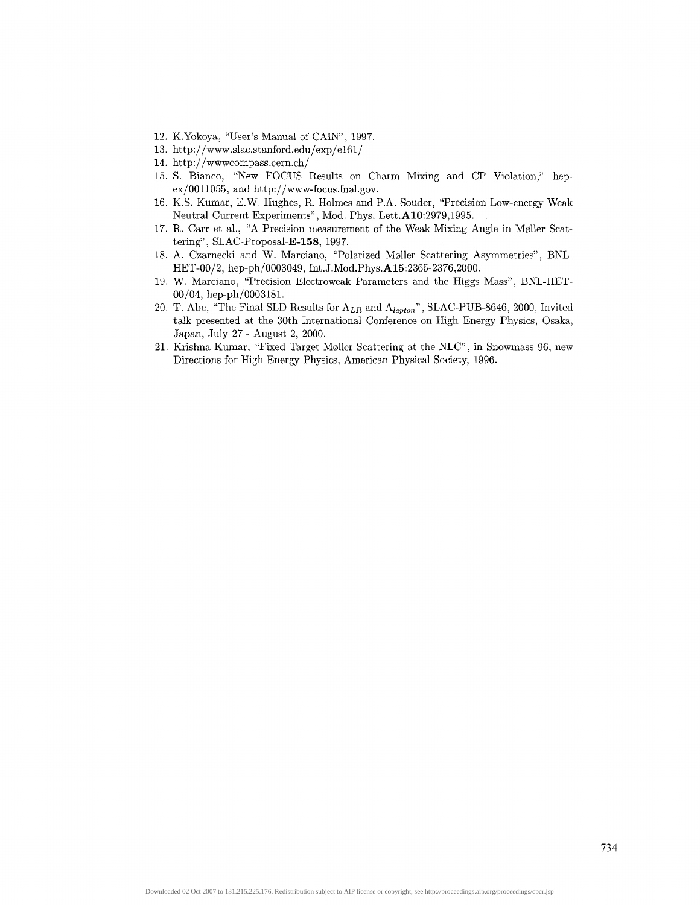12. K.Yokoya, "User's Manual of CAIN", 1997.
13. http://www.slac.stanford.edu/exp/e161/
14. http://wwwcompass.cern.ch/
15. S. Bianco, "New FOCUS Results on Charm Mixing and CP Violation," hep-ex/0011055, and http://www-focus.fnal.gov.
16. K.S. Kumar, E.W. Hughes, R. Holmes and P.A. Souder, "Precision Low-energy Weak Neutral Current Experiments", Mod. Phys. Lett.**A10**:2979,1995.
17. R. Carr et al., "A Precision measurement of the Weak Mixing Angle in Møller Scattering", SLAC-Proposal-**E-158**, 1997.
18. A. Czarnecki and W. Marciano, "Polarized Møller Scattering Asymmetries", BNL-HET-00/2, hep-ph/0003049, Int.J.Mod.Phys.**A15**:2365-2376,2000.
19. W. Marciano, "Precision Electroweak Parameters and the Higgs Mass", BNL-HET-00/04, hep-ph/0003181.
20. T. Abe, "The Final SLD Results for $A_{LR}$ and $A_{lepton}$", SLAC-PUB-8646, 2000, Invited talk presented at the 30th International Conference on High Energy Physics, Osaka, Japan, July 27 - August 2, 2000.
21. Krishna Kumar, "Fixed Target Møller Scattering at the NLC", in Snowmass 96, new Directions for High Energy Physics, American Physical Society, 1996.